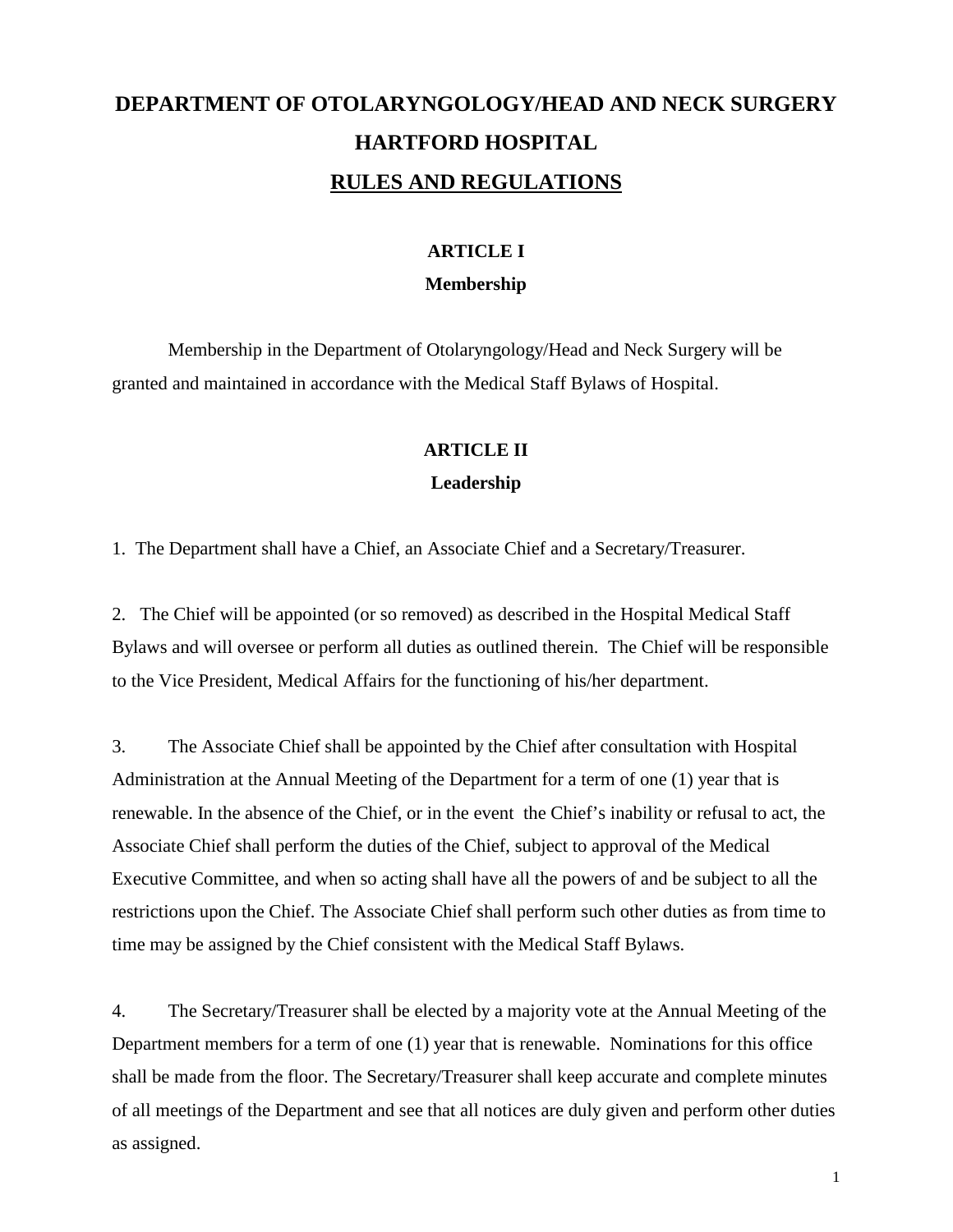# DEPARTMENT OF OTOLARYNGOLOGY/HEAD AND NECK SURGERY
# HARTFORD HOSPITAL
# RULES AND REGULATIONS

## ARTICLE I
## Membership

Membership in the Department of Otolaryngology/Head and Neck Surgery will be granted and maintained in accordance with the Medical Staff Bylaws of Hospital.

## ARTICLE II
## Leadership

1. The Department shall have a Chief, an Associate Chief and a Secretary/Treasurer.

2. The Chief will be appointed (or so removed) as described in the Hospital Medical Staff Bylaws and will oversee or perform all duties as outlined therein. The Chief will be responsible to the Vice President, Medical Affairs for the functioning of his/her department.

3. The Associate Chief shall be appointed by the Chief after consultation with Hospital Administration at the Annual Meeting of the Department for a term of one (1) year that is renewable. In the absence of the Chief, or in the event the Chief's inability or refusal to act, the Associate Chief shall perform the duties of the Chief, subject to approval of the Medical Executive Committee, and when so acting shall have all the powers of and be subject to all the restrictions upon the Chief. The Associate Chief shall perform such other duties as from time to time may be assigned by the Chief consistent with the Medical Staff Bylaws.

4. The Secretary/Treasurer shall be elected by a majority vote at the Annual Meeting of the Department members for a term of one (1) year that is renewable. Nominations for this office shall be made from the floor. The Secretary/Treasurer shall keep accurate and complete minutes of all meetings of the Department and see that all notices are duly given and perform other duties as assigned.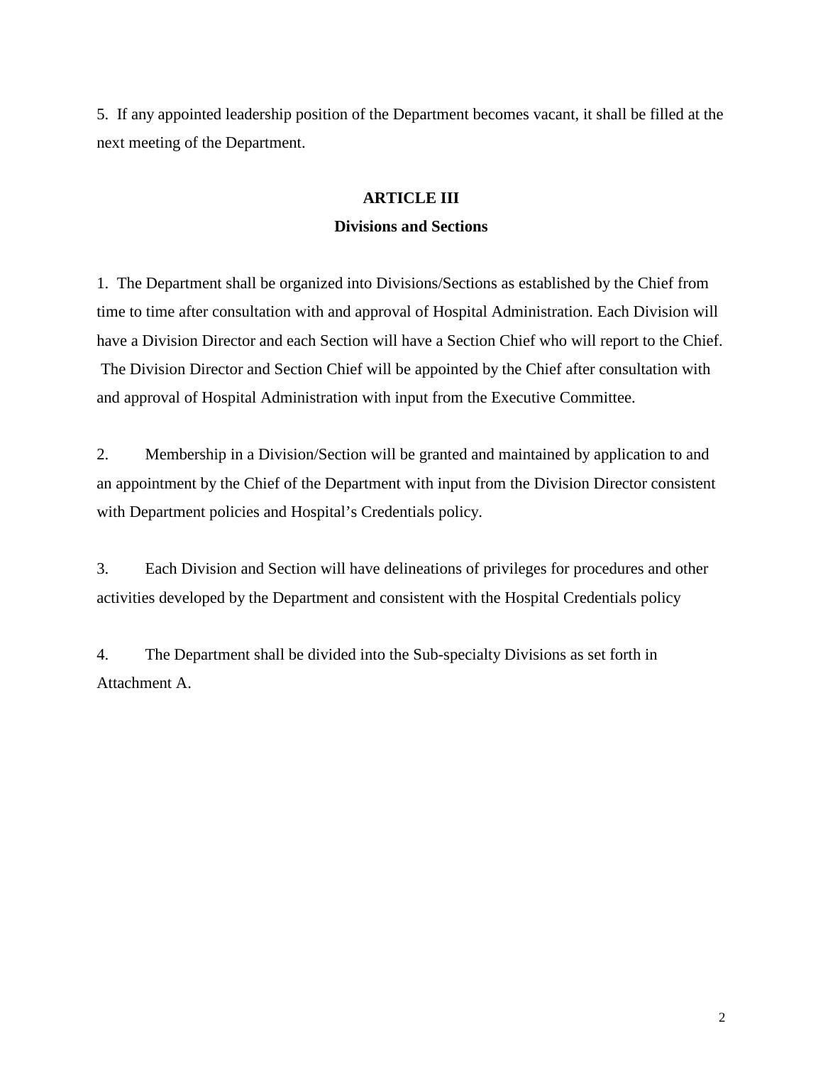5. If any appointed leadership position of the Department becomes vacant, it shall be filled at the next meeting of the Department.

## ARTICLE III

## Divisions and Sections

1. The Department shall be organized into Divisions/Sections as established by the Chief from time to time after consultation with and approval of Hospital Administration. Each Division will have a Division Director and each Section will have a Section Chief who will report to the Chief. The Division Director and Section Chief will be appointed by the Chief after consultation with and approval of Hospital Administration with input from the Executive Committee.

2. Membership in a Division/Section will be granted and maintained by application to and an appointment by the Chief of the Department with input from the Division Director consistent with Department policies and Hospital's Credentials policy.

3. Each Division and Section will have delineations of privileges for procedures and other activities developed by the Department and consistent with the Hospital Credentials policy

4. The Department shall be divided into the Sub-specialty Divisions as set forth in Attachment A.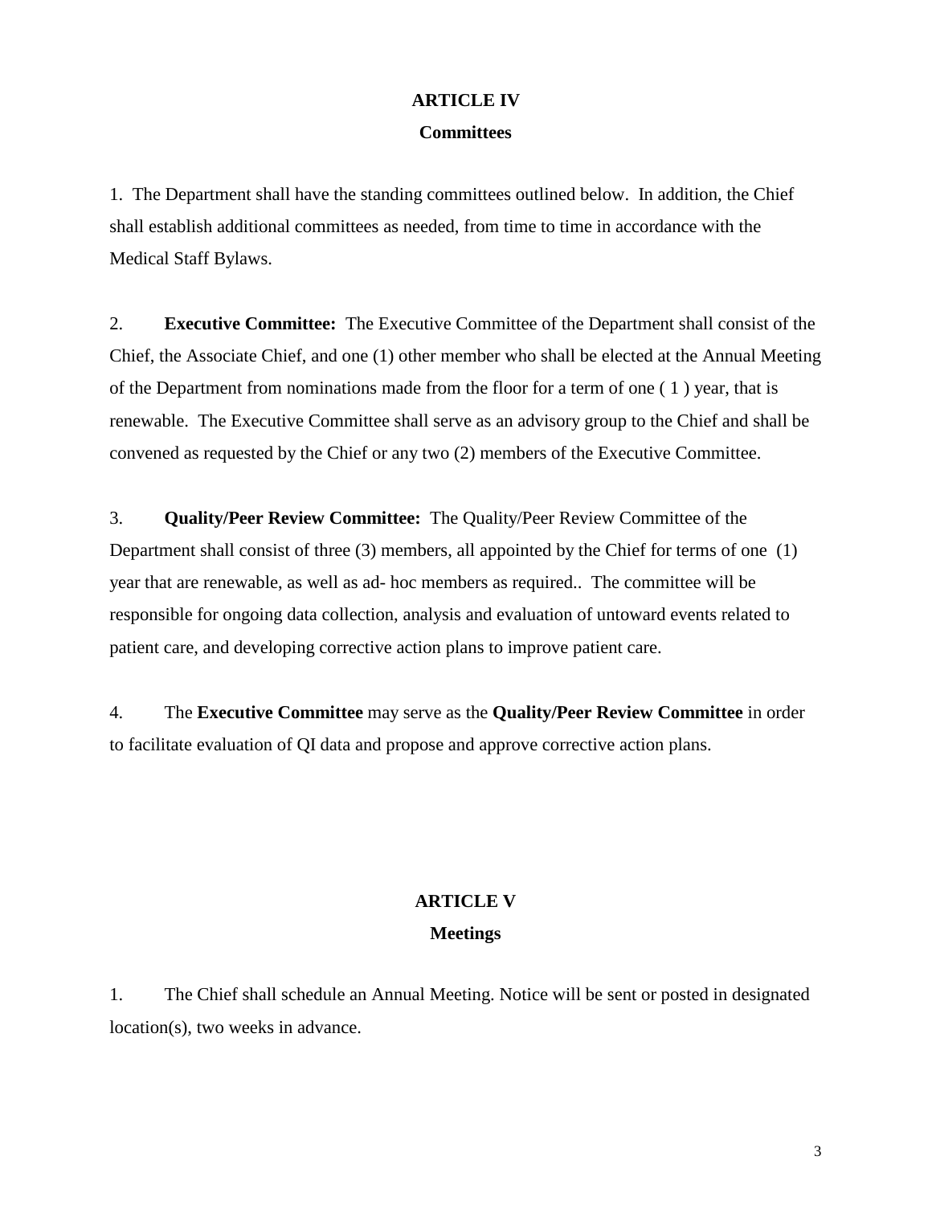# ARTICLE IV

## Committees

1. The Department shall have the standing committees outlined below. In addition, the Chief shall establish additional committees as needed, from time to time in accordance with the Medical Staff Bylaws.

2. **Executive Committee:** The Executive Committee of the Department shall consist of the Chief, the Associate Chief, and one (1) other member who shall be elected at the Annual Meeting of the Department from nominations made from the floor for a term of one ( 1 ) year, that is renewable. The Executive Committee shall serve as an advisory group to the Chief and shall be convened as requested by the Chief or any two (2) members of the Executive Committee.

3. **Quality/Peer Review Committee:** The Quality/Peer Review Committee of the Department shall consist of three (3) members, all appointed by the Chief for terms of one (1) year that are renewable, as well as ad- hoc members as required.. The committee will be responsible for ongoing data collection, analysis and evaluation of untoward events related to patient care, and developing corrective action plans to improve patient care.

4. The **Executive Committee** may serve as the **Quality/Peer Review Committee** in order to facilitate evaluation of QI data and propose and approve corrective action plans.

# ARTICLE V

## Meetings

1. The Chief shall schedule an Annual Meeting. Notice will be sent or posted in designated location(s), two weeks in advance.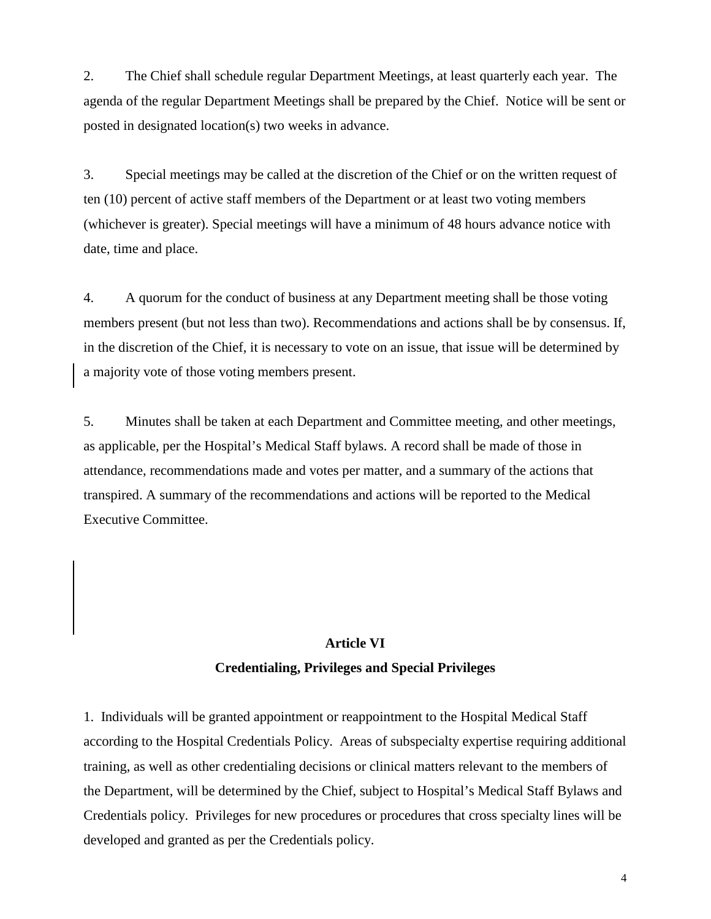2. The Chief shall schedule regular Department Meetings, at least quarterly each year. The agenda of the regular Department Meetings shall be prepared by the Chief. Notice will be sent or posted in designated location(s) two weeks in advance.

3. Special meetings may be called at the discretion of the Chief or on the written request of ten (10) percent of active staff members of the Department or at least two voting members (whichever is greater). Special meetings will have a minimum of 48 hours advance notice with date, time and place.

4. A quorum for the conduct of business at any Department meeting shall be those voting members present (but not less than two). Recommendations and actions shall be by consensus. If, in the discretion of the Chief, it is necessary to vote on an issue, that issue will be determined by a majority vote of those voting members present.

5. Minutes shall be taken at each Department and Committee meeting, and other meetings, as applicable, per the Hospital's Medical Staff bylaws. A record shall be made of those in attendance, recommendations made and votes per matter, and a summary of the actions that transpired. A summary of the recommendations and actions will be reported to the Medical Executive Committee.

## Article VI
## Credentialing, Privileges and Special Privileges

1. Individuals will be granted appointment or reappointment to the Hospital Medical Staff according to the Hospital Credentials Policy. Areas of subspecialty expertise requiring additional training, as well as other credentialing decisions or clinical matters relevant to the members of the Department, will be determined by the Chief, subject to Hospital's Medical Staff Bylaws and Credentials policy. Privileges for new procedures or procedures that cross specialty lines will be developed and granted as per the Credentials policy.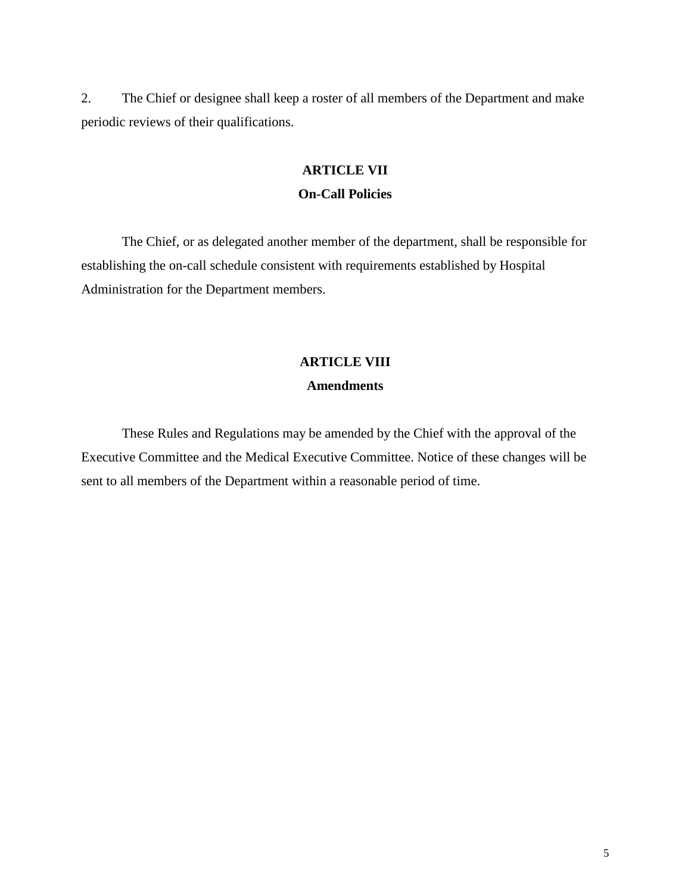2. The Chief or designee shall keep a roster of all members of the Department and make periodic reviews of their qualifications.

## ARTICLE VII
## On-Call Policies

The Chief, or as delegated another member of the department, shall be responsible for establishing the on-call schedule consistent with requirements established by Hospital Administration for the Department members.

## ARTICLE VIII
## Amendments

These Rules and Regulations may be amended by the Chief with the approval of the Executive Committee and the Medical Executive Committee. Notice of these changes will be sent to all members of the Department within a reasonable period of time.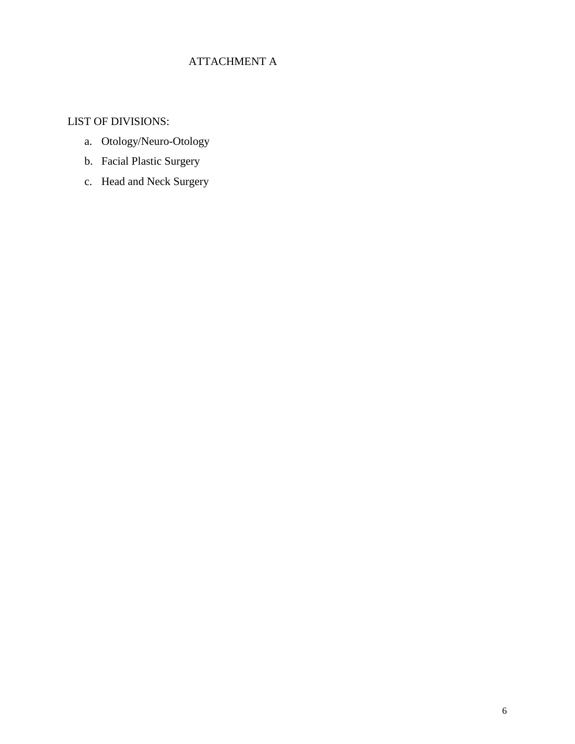# ATTACHMENT A

LIST OF DIVISIONS:

a. Otology/Neuro-Otology
b. Facial Plastic Surgery
c. Head and Neck Surgery